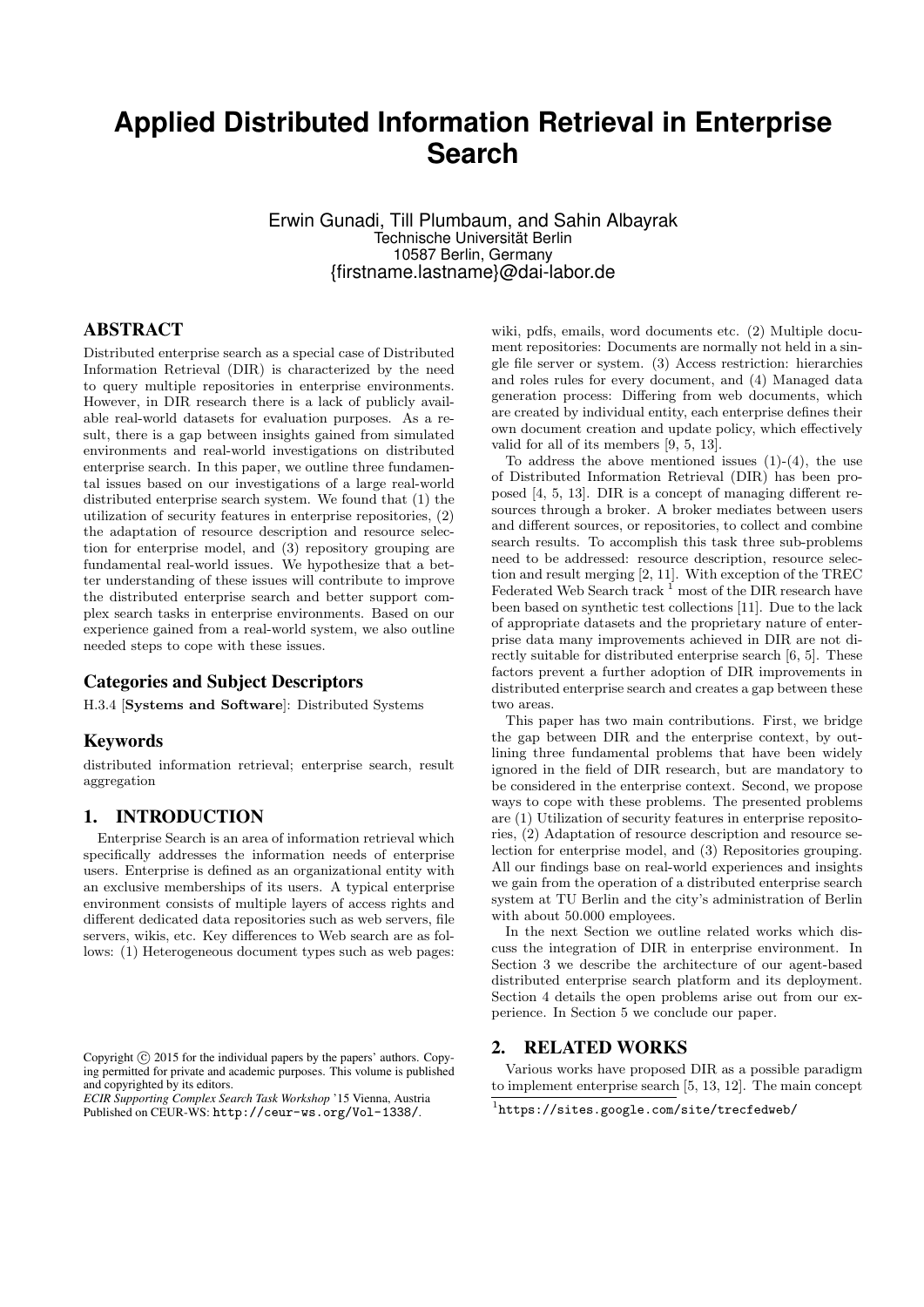# Applied Distributed Information Retrieval in Enterprise Search

Erwin Gunadi, Till Plumbaum, and Sahin Albayrak
Technische Universität Berlin
10587 Berlin, Germany
{firstname.lastname}@dai-labor.de

## ABSTRACT

Distributed enterprise search as a special case of Distributed Information Retrieval (DIR) is characterized by the need to query multiple repositories in enterprise environments. However, in DIR research there is a lack of publicly available real-world datasets for evaluation purposes. As a result, there is a gap between insights gained from simulated environments and real-world investigations on distributed enterprise search. In this paper, we outline three fundamental issues based on our investigations of a large real-world distributed enterprise search system. We found that (1) the utilization of security features in enterprise repositories, (2) the adaptation of resource description and resource selection for enterprise model, and (3) repository grouping are fundamental real-world issues. We hypothesize that a better understanding of these issues will contribute to improve the distributed enterprise search and better support complex search tasks in enterprise environments. Based on our experience gained from a real-world system, we also outline needed steps to cope with these issues.

### Categories and Subject Descriptors

H.3.4 [**Systems and Software**]: Distributed Systems

### Keywords

distributed information retrieval; enterprise search, result aggregation

## 1. INTRODUCTION

Enterprise Search is an area of information retrieval which specifically addresses the information needs of enterprise users. Enterprise is defined as an organizational entity with an exclusive memberships of its users. A typical enterprise environment consists of multiple layers of access rights and different dedicated data repositories such as web servers, file servers, wikis, etc. Key differences to Web search are as follows: (1) Heterogeneous document types such as web pages: wiki, pdfs, emails, word documents etc. (2) Multiple document repositories: Documents are normally not held in a single file server or system. (3) Access restriction: hierarchies and roles rules for every document, and (4) Managed data generation process: Differing from web documents, which are created by individual entity, each enterprise defines their own document creation and update policy, which effectively valid for all of its members [9, 5, 13].

To address the above mentioned issues (1)-(4), the use of Distributed Information Retrieval (DIR) has been proposed [4, 5, 13]. DIR is a concept of managing different resources through a broker. A broker mediates between users and different sources, or repositories, to collect and combine search results. To accomplish this task three sub-problems need to be addressed: resource description, resource selection and result merging [2, 11]. With exception of the TREC Federated Web Search track [1] most of the DIR research have been based on synthetic test collections [11]. Due to the lack of appropriate datasets and the proprietary nature of enterprise data many improvements achieved in DIR are not directly suitable for distributed enterprise search [6, 5]. These factors prevent a further adoption of DIR improvements in distributed enterprise search and creates a gap between these two areas.

This paper has two main contributions. First, we bridge the gap between DIR and the enterprise context, by outlining three fundamental problems that have been widely ignored in the field of DIR research, but are mandatory to be considered in the enterprise context. Second, we propose ways to cope with these problems. The presented problems are (1) Utilization of security features in enterprise repositories, (2) Adaptation of resource description and resource selection for enterprise model, and (3) Repositories grouping. All our findings base on real-world experiences and insights we gain from the operation of a distributed enterprise search system at TU Berlin and the city's administration of Berlin with about 50.000 employees.

In the next Section we outline related works which discuss the integration of DIR in enterprise environment. In Section 3 we describe the architecture of our agent-based distributed enterprise search platform and its deployment. Section 4 details the open problems arise out from our experience. In Section 5 we conclude our paper.

## 2. RELATED WORKS

Various works have proposed DIR as a possible paradigm to implement enterprise search [5, 13, 12]. The main concept

[1] `https://sites.google.com/site/trecfedweb/`

Copyright © 2015 for the individual papers by the papers' authors. Copying permitted for private and academic purposes. This volume is published and copyrighted by its editors.
*ECIR Supporting Complex Search Task Workshop* '15 Vienna, Austria
Published on CEUR-WS: `http://ceur-ws.org/Vol-1338/`.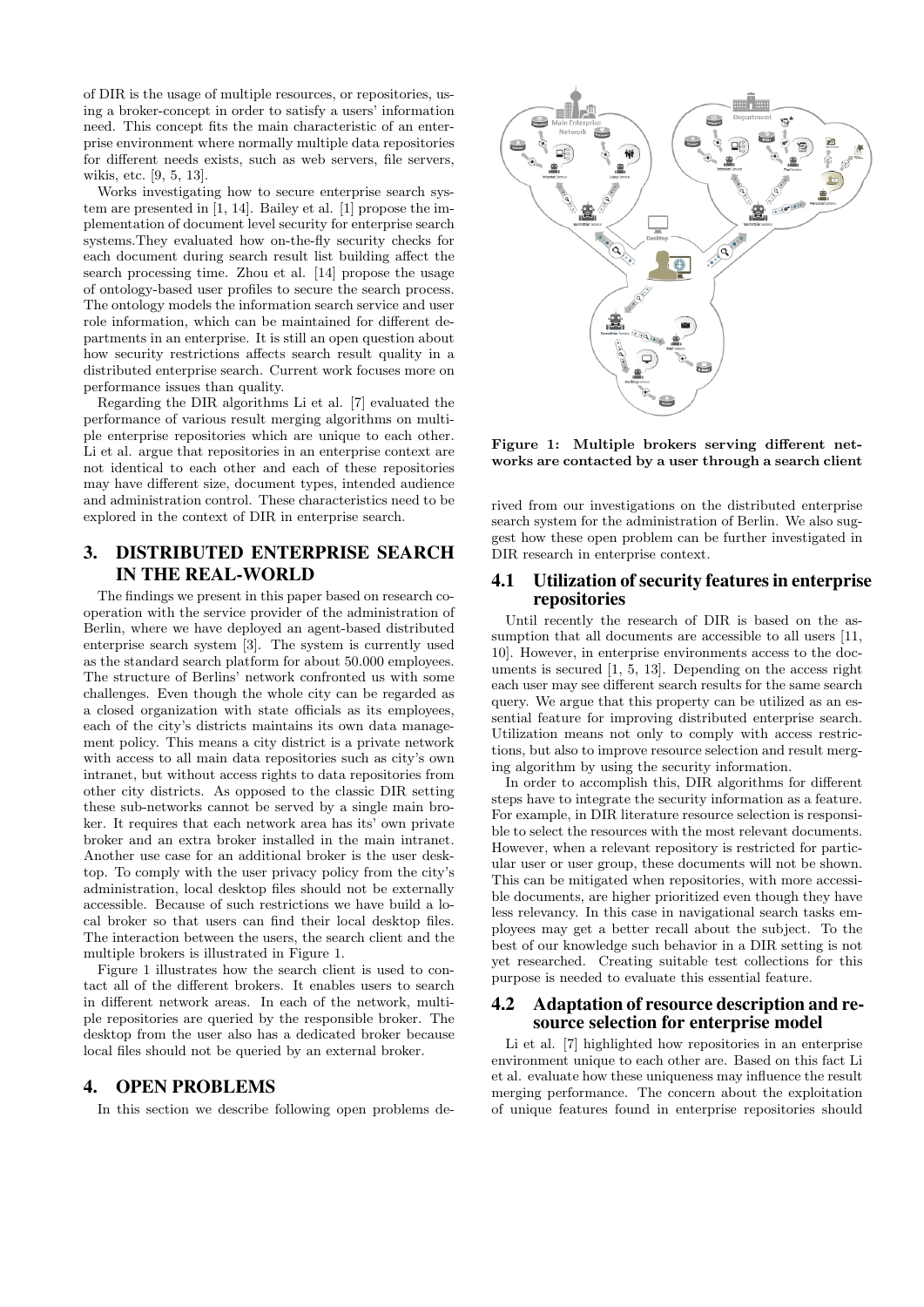of DIR is the usage of multiple resources, or repositories, using a broker-concept in order to satisfy a users' information need. This concept fits the main characteristic of an enterprise environment where normally multiple data repositories for different needs exists, such as web servers, file servers, wikis, etc. [9, 5, 13].

Works investigating how to secure enterprise search system are presented in [1, 14]. Bailey et al. [1] propose the implementation of document level security for enterprise search systems.They evaluated how on-the-fly security checks for each document during search result list building affect the search processing time. Zhou et al. [14] propose the usage of ontology-based user profiles to secure the search process. The ontology models the information search service and user role information, which can be maintained for different departments in an enterprise. It is still an open question about how security restrictions affects search result quality in a distributed enterprise search. Current work focuses more on performance issues than quality.

Regarding the DIR algorithms Li et al. [7] evaluated the performance of various result merging algorithms on multiple enterprise repositories which are unique to each other. Li et al. argue that repositories in an enterprise context are not identical to each other and each of these repositories may have different size, document types, intended audience and administration control. These characteristics need to be explored in the context of DIR in enterprise search.

# 3. DISTRIBUTED ENTERPRISE SEARCH IN THE REAL-WORLD

The findings we present in this paper based on research cooperation with the service provider of the administration of Berlin, where we have deployed an agent-based distributed enterprise search system [3]. The system is currently used as the standard search platform for about 50.000 employees. The structure of Berlins' network confronted us with some challenges. Even though the whole city can be regarded as a closed organization with state officials as its employees, each of the city's districts maintains its own data management policy. This means a city district is a private network with access to all main data repositories such as city's own intranet, but without access rights to data repositories from other city districts. As opposed to the classic DIR setting these sub-networks cannot be served by a single main broker. It requires that each network area has its' own private broker and an extra broker installed in the main intranet. Another use case for an additional broker is the user desktop. To comply with the user privacy policy from the city's administration, local desktop files should not be externally accessible. Because of such restrictions we have build a local broker so that users can find their local desktop files. The interaction between the users, the search client and the multiple brokers is illustrated in Figure 1.

Figure 1 illustrates how the search client is used to contact all of the different brokers. It enables users to search in different network areas. In each of the network, multiple repositories are queried by the responsible broker. The desktop from the user also has a dedicated broker because local files should not be queried by an external broker.

**Figure 1: Multiple brokers serving different networks are contacted by a user through a search client**

# 4. OPEN PROBLEMS

In this section we describe following open problems derived from our investigations on the distributed enterprise search system for the administration of Berlin. We also suggest how these open problem can be further investigated in DIR research in enterprise context.

## 4.1 Utilization of security features in enterprise repositories

Until recently the research of DIR is based on the assumption that all documents are accessible to all users [11, 10]. However, in enterprise environments access to the documents is secured [1, 5, 13]. Depending on the access right each user may see different search results for the same search query. We argue that this property can be utilized as an essential feature for improving distributed enterprise search. Utilization means not only to comply with access restrictions, but also to improve resource selection and result merging algorithm by using the security information.

In order to accomplish this, DIR algorithms for different steps have to integrate the security information as a feature. For example, in DIR literature resource selection is responsible to select the resources with the most relevant documents. However, when a relevant repository is restricted for particular user or user group, these documents will not be shown. This can be mitigated when repositories, with more accessible documents, are higher prioritized even though they have less relevancy. In this case in navigational search tasks employees may get a better recall about the subject. To the best of our knowledge such behavior in a DIR setting is not yet researched. Creating suitable test collections for this purpose is needed to evaluate this essential feature.

## 4.2 Adaptation of resource description and resource selection for enterprise model

Li et al. [7] highlighted how repositories in an enterprise environment unique to each other are. Based on this fact Li et al. evaluate how these uniqueness may influence the result merging performance. The concern about the exploitation of unique features found in enterprise repositories should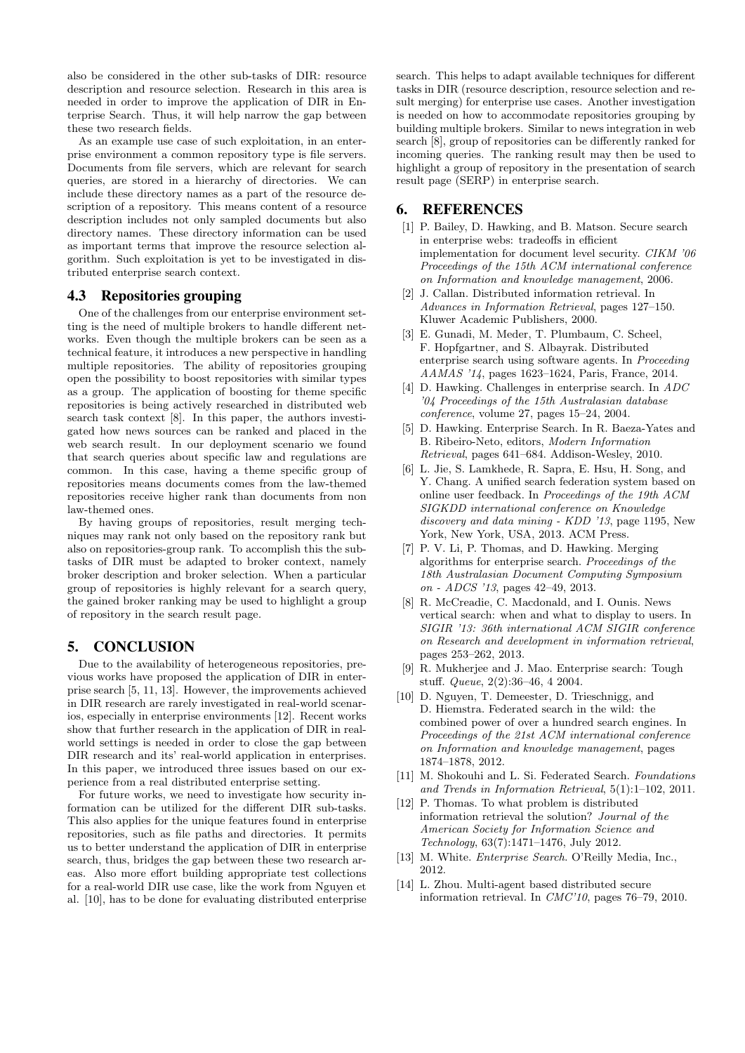also be considered in the other sub-tasks of DIR: resource description and resource selection. Research in this area is needed in order to improve the application of DIR in Enterprise Search. Thus, it will help narrow the gap between these two research fields.

As an example use case of such exploitation, in an enterprise environment a common repository type is file servers. Documents from file servers, which are relevant for search queries, are stored in a hierarchy of directories. We can include these directory names as a part of the resource description of a repository. This means content of a resource description includes not only sampled documents but also directory names. These directory information can be used as important terms that improve the resource selection algorithm. Such exploitation is yet to be investigated in distributed enterprise search context.

### 4.3 Repositories grouping

One of the challenges from our enterprise environment setting is the need of multiple brokers to handle different networks. Even though the multiple brokers can be seen as a technical feature, it introduces a new perspective in handling multiple repositories. The ability of repositories grouping open the possibility to boost repositories with similar types as a group. The application of boosting for theme specific repositories is being actively researched in distributed web search task context [8]. In this paper, the authors investigated how news sources can be ranked and placed in the web search result. In our deployment scenario we found that search queries about specific law and regulations are common. In this case, having a theme specific group of repositories means documents comes from the law-themed repositories receive higher rank than documents from non law-themed ones.

By having groups of repositories, result merging techniques may rank not only based on the repository rank but also on repositories-group rank. To accomplish this the subtasks of DIR must be adapted to broker context, namely broker description and broker selection. When a particular group of repositories is highly relevant for a search query, the gained broker ranking may be used to highlight a group of repository in the search result page.

## 5. CONCLUSION

Due to the availability of heterogeneous repositories, previous works have proposed the application of DIR in enterprise search [5, 11, 13]. However, the improvements achieved in DIR research are rarely investigated in real-world scenarios, especially in enterprise environments [12]. Recent works show that further research in the application of DIR in real-world settings is needed in order to close the gap between DIR research and its' real-world application in enterprises. In this paper, we introduced three issues based on our experience from a real distributed enterprise setting.

For future works, we need to investigate how security information can be utilized for the different DIR sub-tasks. This also applies for the unique features found in enterprise repositories, such as file paths and directories. It permits us to better understand the application of DIR in enterprise search, thus, bridges the gap between these two research areas. Also more effort building appropriate test collections for a real-world DIR use case, like the work from Nguyen et al. [10], has to be done for evaluating distributed enterprise search. This helps to adapt available techniques for different tasks in DIR (resource description, resource selection and result merging) for enterprise use cases. Another investigation is needed on how to accommodate repositories grouping by building multiple brokers. Similar to news integration in web search [8], group of repositories can be differently ranked for incoming queries. The ranking result may then be used to highlight a group of repository in the presentation of search result page (SERP) in enterprise search.

## 6. REFERENCES

[1] P. Bailey, D. Hawking, and B. Matson. Secure search in enterprise webs: tradeoffs in efficient implementation for document level security. *CIKM '06 Proceedings of the 15th ACM international conference on Information and knowledge management*, 2006.

[2] J. Callan. Distributed information retrieval. In *Advances in Information Retrieval*, pages 127–150. Kluwer Academic Publishers, 2000.

[3] E. Gunadi, M. Meder, T. Plumbaum, C. Scheel, F. Hopfgartner, and S. Albayrak. Distributed enterprise search using software agents. In *Proceeding AAMAS '14*, pages 1623–1624, Paris, France, 2014.

[4] D. Hawking. Challenges in enterprise search. In *ADC '04 Proceedings of the 15th Australasian database conference*, volume 27, pages 15–24, 2004.

[5] D. Hawking. Enterprise Search. In R. Baeza-Yates and B. Ribeiro-Neto, editors, *Modern Information Retrieval*, pages 641–684. Addison-Wesley, 2010.

[6] L. Jie, S. Lamkhede, R. Sapra, E. Hsu, H. Song, and Y. Chang. A unified search federation system based on online user feedback. In *Proceedings of the 19th ACM SIGKDD international conference on Knowledge discovery and data mining - KDD '13*, page 1195, New York, New York, USA, 2013. ACM Press.

[7] P. V. Li, P. Thomas, and D. Hawking. Merging algorithms for enterprise search. *Proceedings of the 18th Australasian Document Computing Symposium on - ADCS '13*, pages 42–49, 2013.

[8] R. McCreadie, C. Macdonald, and I. Ounis. News vertical search: when and what to display to users. In *SIGIR '13: 36th international ACM SIGIR conference on Research and development in information retrieval*, pages 253–262, 2013.

[9] R. Mukherjee and J. Mao. Enterprise search: Tough stuff. *Queue*, 2(2):36–46, 4 2004.

[10] D. Nguyen, T. Demeester, D. Trieschnigg, and D. Hiemstra. Federated search in the wild: the combined power of over a hundred search engines. In *Proceedings of the 21st ACM international conference on Information and knowledge management*, pages 1874–1878, 2012.

[11] M. Shokouhi and L. Si. Federated Search. *Foundations and Trends in Information Retrieval*, 5(1):1–102, 2011.

[12] P. Thomas. To what problem is distributed information retrieval the solution? *Journal of the American Society for Information Science and Technology*, 63(7):1471–1476, July 2012.

[13] M. White. *Enterprise Search*. O'Reilly Media, Inc., 2012.

[14] L. Zhou. Multi-agent based distributed secure information retrieval. In *CMC'10*, pages 76–79, 2010.